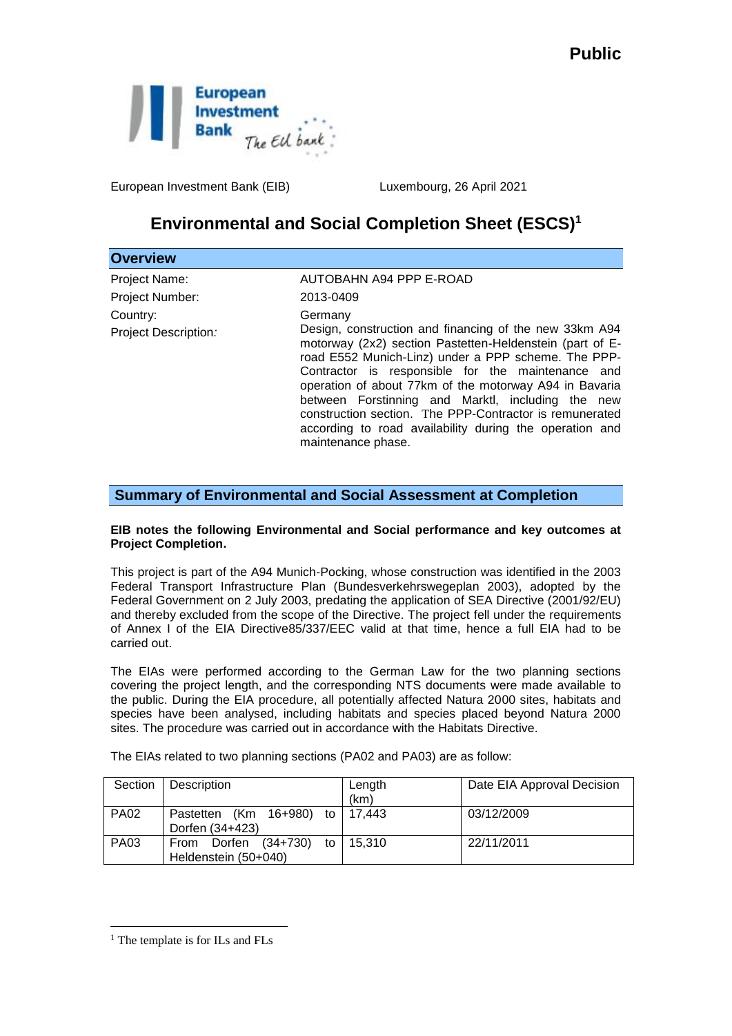**Public**

European Investment Bank (EIB) Luxembourg, 26 April 2021

# Environmental and Social Completion Sheet (ESCS)[1]

## Overview

| | |
|---|---|
| Project Name: | AUTOBAHN A94 PPP E-ROAD |
| Project Number: | 2013-0409 |
| Country: | Germany |
| Project Description: | Design, construction and financing of the new 33km A94 motorway (2x2) section Pastetten-Heldenstein (part of E-road E552 Munich-Linz) under a PPP scheme. The PPP-Contractor is responsible for the maintenance and operation of about 77km of the motorway A94 in Bavaria between Forstinning and Marktl, including the new construction section. The PPP-Contractor is remunerated according to road availability during the operation and maintenance phase. |

## Summary of Environmental and Social Assessment at Completion

**EIB notes the following Environmental and Social performance and key outcomes at Project Completion.**

This project is part of the A94 Munich-Pocking, whose construction was identified in the 2003 Federal Transport Infrastructure Plan (Bundesverkehrswegeplan 2003), adopted by the Federal Government on 2 July 2003, predating the application of SEA Directive (2001/92/EU) and thereby excluded from the scope of the Directive. The project fell under the requirements of Annex I of the EIA Directive85/337/EEC valid at that time, hence a full EIA had to be carried out.

The EIAs were performed according to the German Law for the two planning sections covering the project length, and the corresponding NTS documents were made available to the public. During the EIA procedure, all potentially affected Natura 2000 sites, habitats and species have been analysed, including habitats and species placed beyond Natura 2000 sites. The procedure was carried out in accordance with the Habitats Directive.

The EIAs related to two planning sections (PA02 and PA03) are as follow:

| Section | Description | Length (km) | Date EIA Approval Decision |
|---|---|---|---|
| PA02 | Pastetten (Km 16+980) to Dorfen (34+423) | 17,443 | 03/12/2009 |
| PA03 | From Dorfen (34+730) to Heldenstein (50+040) | 15,310 | 22/11/2011 |

[1] The template is for ILs and FLs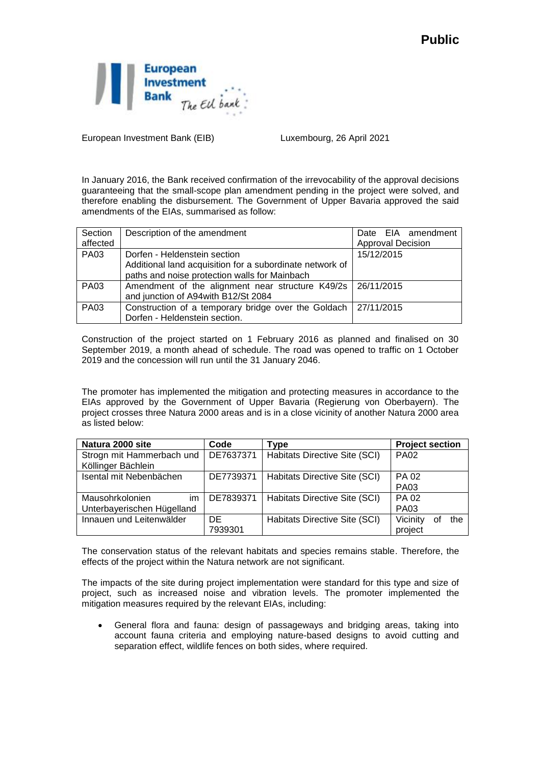**Public**

European Investment Bank (EIB) Luxembourg, 26 April 2021

In January 2016, the Bank received confirmation of the irrevocability of the approval decisions guaranteeing that the small-scope plan amendment pending in the project were solved, and therefore enabling the disbursement. The Government of Upper Bavaria approved the said amendments of the EIAs, summarised as follow:

| Section affected | Description of the amendment | Date EIA amendment Approval Decision |
|---|---|---|
| PA03 | Dorfen - Heldenstein section<br>Additional land acquisition for a subordinate network of paths and noise protection walls for Mainbach | 15/12/2015 |
| PA03 | Amendment of the alignment near structure K49/2s and junction of A94with B12/St 2084 | 26/11/2015 |
| PA03 | Construction of a temporary bridge over the Goldach Dorfen - Heldenstein section. | 27/11/2015 |

Construction of the project started on 1 February 2016 as planned and finalised on 30 September 2019, a month ahead of schedule. The road was opened to traffic on 1 October 2019 and the concession will run until the 31 January 2046.

The promoter has implemented the mitigation and protecting measures in accordance to the EIAs approved by the Government of Upper Bavaria (Regierung von Oberbayern). The project crosses three Natura 2000 areas and is in a close vicinity of another Natura 2000 area as listed below:

| Natura 2000 site | Code | Type | Project section |
|---|---|---|---|
| Strogn mit Hammerbach und Köllinger Bächlein | DE7637371 | Habitats Directive Site (SCI) | PA02 |
| Isental mit Nebenbächen | DE7739371 | Habitats Directive Site (SCI) | PA 02<br>PA03 |
| Mausohrkolonien im Unterbayerischen Hügelland | DE7839371 | Habitats Directive Site (SCI) | PA 02<br>PA03 |
| Innauen und Leitenwälder | DE 7939301 | Habitats Directive Site (SCI) | Vicinity of the project |

The conservation status of the relevant habitats and species remains stable. Therefore, the effects of the project within the Natura network are not significant.

The impacts of the site during project implementation were standard for this type and size of project, such as increased noise and vibration levels. The promoter implemented the mitigation measures required by the relevant EIAs, including:

- General flora and fauna: design of passageways and bridging areas, taking into account fauna criteria and employing nature-based designs to avoid cutting and separation effect, wildlife fences on both sides, where required.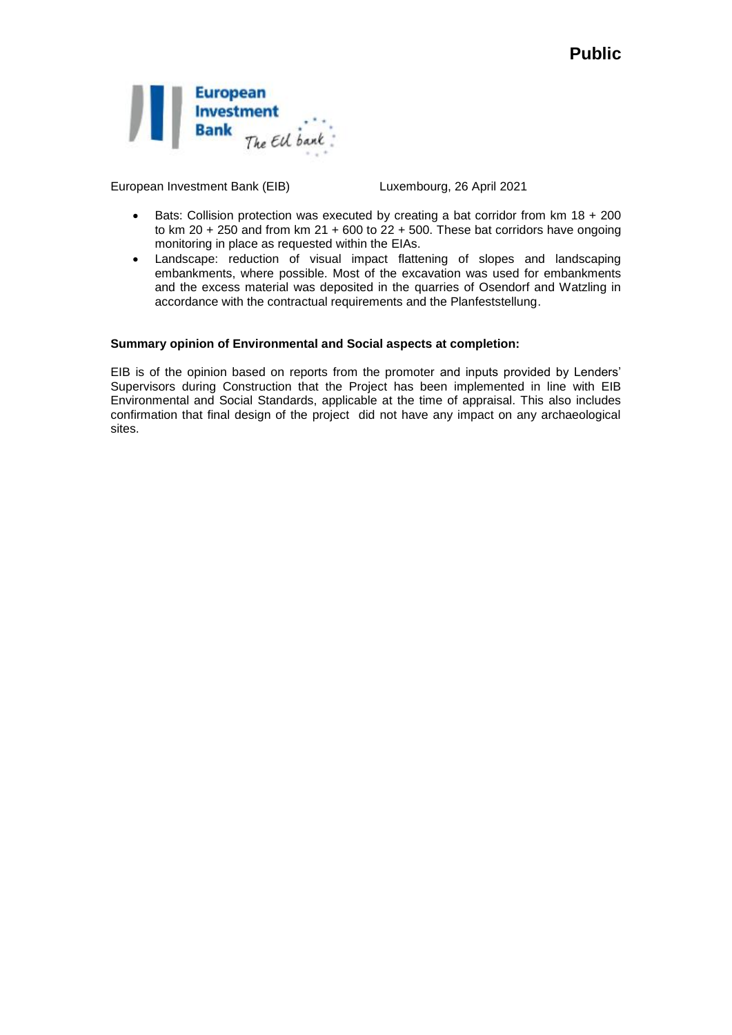European Investment Bank (EIB) Luxembourg, 26 April 2021

- Bats: Collision protection was executed by creating a bat corridor from km 18 + 200 to km 20 + 250 and from km 21 + 600 to 22 + 500. These bat corridors have ongoing monitoring in place as requested within the EIAs.
- Landscape: reduction of visual impact flattening of slopes and landscaping embankments, where possible. Most of the excavation was used for embankments and the excess material was deposited in the quarries of Osendorf and Watzling in accordance with the contractual requirements and the Planfeststellung.

**Summary opinion of Environmental and Social aspects at completion:**

EIB is of the opinion based on reports from the promoter and inputs provided by Lenders' Supervisors during Construction that the Project has been implemented in line with EIB Environmental and Social Standards, applicable at the time of appraisal. This also includes confirmation that final design of the project did not have any impact on any archaeological sites.